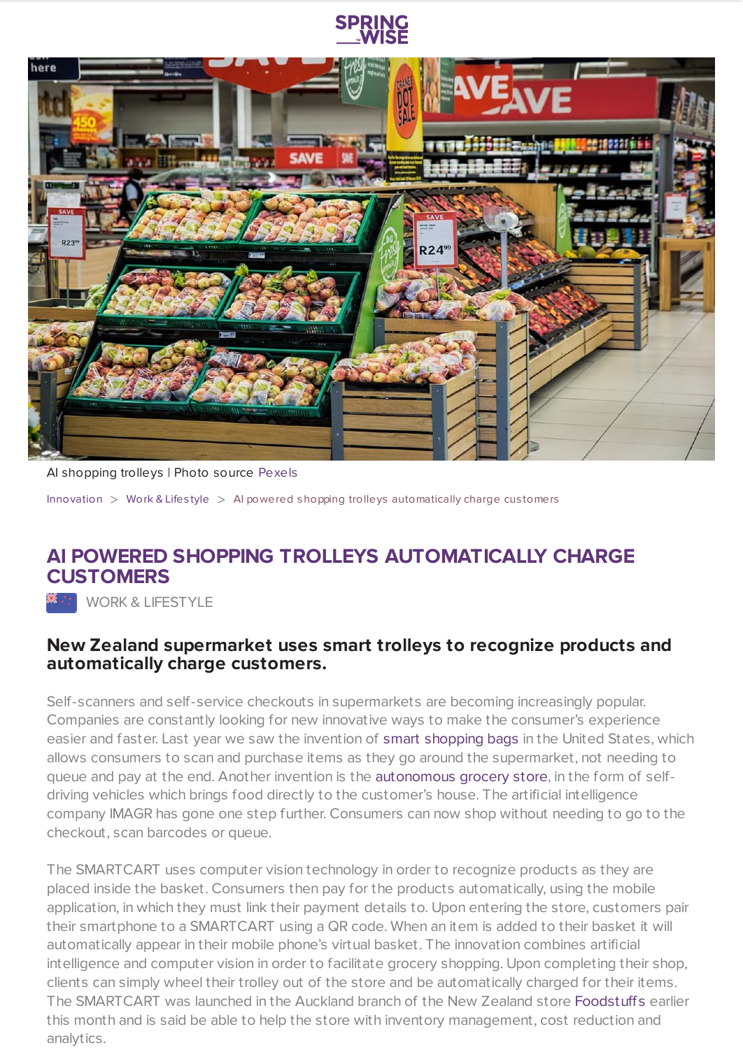AI shopping trolleys | Photo source Pexels

Innovation > Work & Lifestyle > AI powered shopping trolleys automatically charge customers

# AI POWERED SHOPPING TROLLEYS AUTOMATICALLY CHARGE CUSTOMERS

WORK & LIFESTYLE

## New Zealand supermarket uses smart trolleys to recognize products and automatically charge customers.

Self-scanners and self-service checkouts in supermarkets are becoming increasingly popular. Companies are constantly looking for new innovative ways to make the consumer's experience easier and faster. Last year we saw the invention of smart shopping bags in the United States, which allows consumers to scan and purchase items as they go around the supermarket, not needing to queue and pay at the end. Another invention is the autonomous grocery store, in the form of self-driving vehicles which brings food directly to the customer's house. The artificial intelligence company IMAGR has gone one step further. Consumers can now shop without needing to go to the checkout, scan barcodes or queue.

The SMARTCART uses computer vision technology in order to recognize products as they are placed inside the basket. Consumers then pay for the products automatically, using the mobile application, in which they must link their payment details to. Upon entering the store, customers pair their smartphone to a SMARTCART using a QR code. When an item is added to their basket it will automatically appear in their mobile phone's virtual basket. The innovation combines artificial intelligence and computer vision in order to facilitate grocery shopping. Upon completing their shop, clients can simply wheel their trolley out of the store and be automatically charged for their items. The SMARTCART was launched in the Auckland branch of the New Zealand store Foodstuffs earlier this month and is said be able to help the store with inventory management, cost reduction and analytics.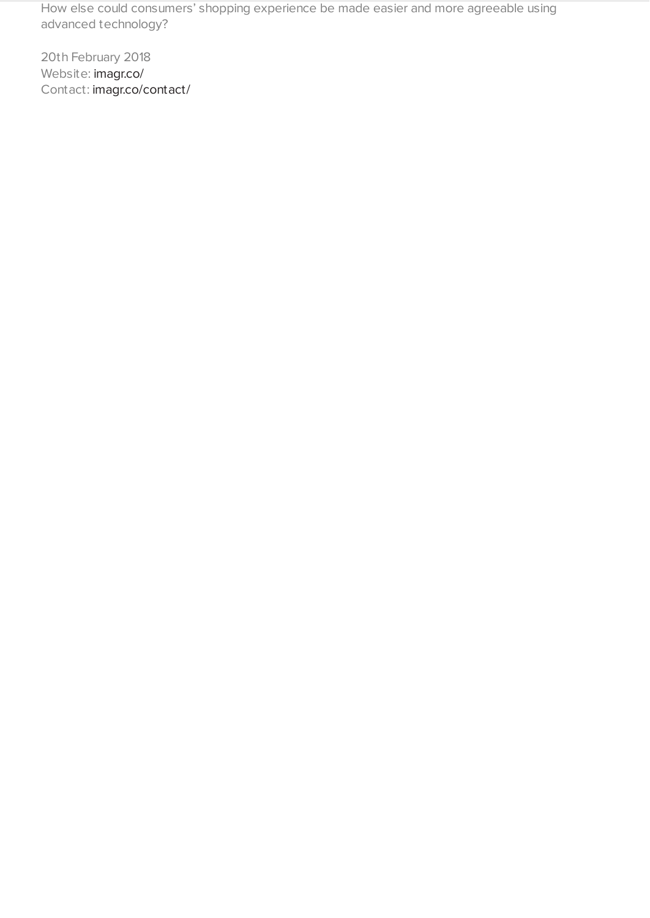How else could consumers' shopping experience be made easier and more agreeable using advanced technology?

20th February 2018
Website: imagr.co/
Contact: imagr.co/contact/